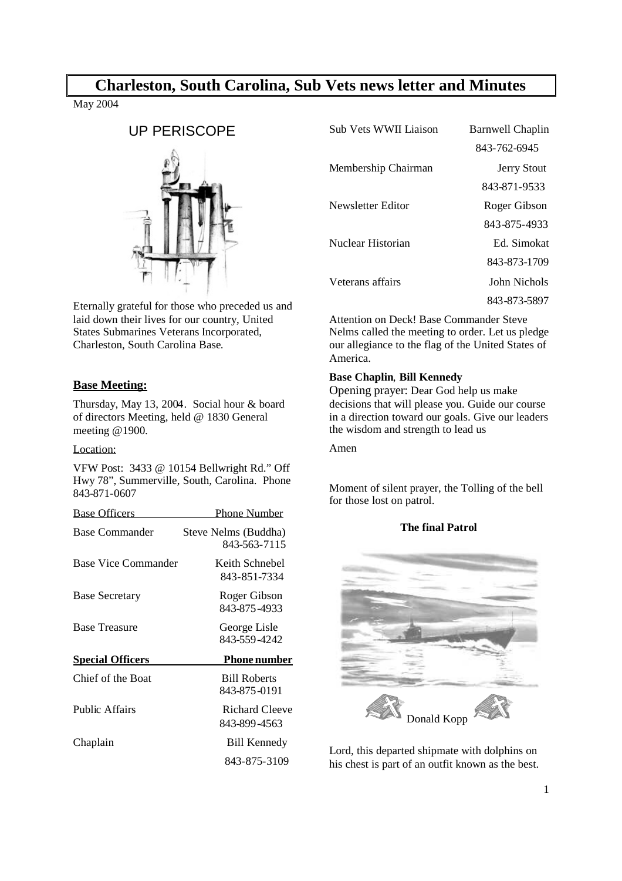# Charleston, South Carolina, Sub Vets news letter and Minutes

May 2004

## UP PERISCOPE

Eternally grateful for those who preceded us and laid down their lives for our country, United States Submarines Veterans Incorporated, Charleston, South Carolina Base.

### Base Meeting:

Thursday, May 13, 2004. Social hour & board of directors Meeting, held @ 1830 General meeting @1900.

Location:

VFW Post: 3433 @ 10154 Bellwright Rd." Off Hwy 78", Summerville, South, Carolina. Phone 843-871-0607

| Base Officers | Phone Number |
|---|---|
| Base Commander | Steve Nelms (Buddha) 843-563-7115 |
| Base Vice Commander | Keith Schnebel 843-851-7334 |
| Base Secretary | Roger Gibson 843-875-4933 |
| Base Treasure | George Lisle 843-559-4242 |
| **Special Officers** | **Phone number** |
| Chief of the Boat | Bill Roberts 843-875-0191 |
| Public Affairs | Richard Cleeve 843-899-4563 |
| Chaplain | Bill Kennedy 843-875-3109 |
| Sub Vets WWII Liaison | Barnwell Chaplin 843-762-6945 |
| Membership Chairman | Jerry Stout 843-871-9533 |
| Newsletter Editor | Roger Gibson 843-875-4933 |
| Nuclear Historian | Ed. Simokat 843-873-1709 |
| Veterans affairs | John Nichols 843-873-5897 |

Attention on Deck! Base Commander Steve Nelms called the meeting to order. Let us pledge our allegiance to the flag of the United States of America.

**Base Chaplin**, **Bill Kennedy**

Opening prayer: Dear God help us make decisions that will please you. Guide our course in a direction toward our goals. Give our leaders the wisdom and strength to lead us

Amen

Moment of silent prayer, the Tolling of the bell for those lost on patrol.

**The final Patrol**

Donald Kopp

Lord, this departed shipmate with dolphins on his chest is part of an outfit known as the best.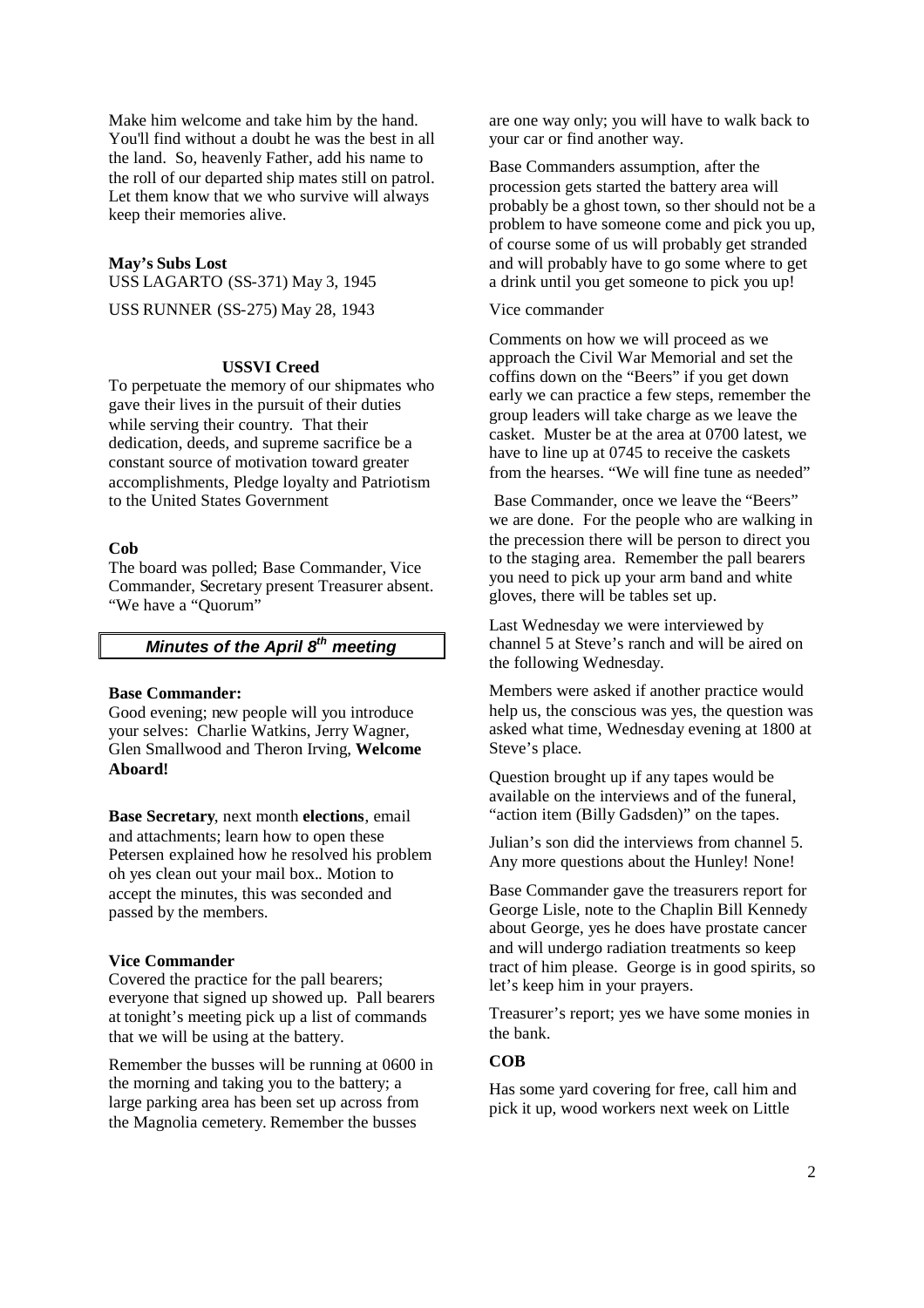Make him welcome and take him by the hand. You'll find without a doubt he was the best in all the land. So, heavenly Father, add his name to the roll of our departed ship mates still on patrol. Let them know that we who survive will always keep their memories alive.

**May's Subs Lost**

USS LAGARTO (SS-371) May 3, 1945

USS RUNNER (SS-275) May 28, 1943

**USSVI Creed**

To perpetuate the memory of our shipmates who gave their lives in the pursuit of their duties while serving their country. That their dedication, deeds, and supreme sacrifice be a constant source of motivation toward greater accomplishments, Pledge loyalty and Patriotism to the United States Government

**Cob**

The board was polled; Base Commander, Vice Commander, Secretary present Treasurer absent. "We have a "Quorum"

## *Minutes of the April 8th meeting*

**Base Commander:**

Good evening; new people will you introduce your selves: Charlie Watkins, Jerry Wagner, Glen Smallwood and Theron Irving, **Welcome Aboard!**

**Base Secretary**, next month **elections**, email and attachments; learn how to open these Petersen explained how he resolved his problem oh yes clean out your mail box.. Motion to accept the minutes, this was seconded and passed by the members.

**Vice Commander**

Covered the practice for the pall bearers; everyone that signed up showed up. Pall bearers at tonight's meeting pick up a list of commands that we will be using at the battery.

Remember the busses will be running at 0600 in the morning and taking you to the battery; a large parking area has been set up across from the Magnolia cemetery. Remember the busses are one way only; you will have to walk back to your car or find another way.

Base Commanders assumption, after the procession gets started the battery area will probably be a ghost town, so ther should not be a problem to have someone come and pick you up, of course some of us will probably get stranded and will probably have to go some where to get a drink until you get someone to pick you up!

Vice commander

Comments on how we will proceed as we approach the Civil War Memorial and set the coffins down on the "Beers" if you get down early we can practice a few steps, remember the group leaders will take charge as we leave the casket. Muster be at the area at 0700 latest, we have to line up at 0745 to receive the caskets from the hearses. "We will fine tune as needed"

Base Commander, once we leave the "Beers" we are done. For the people who are walking in the precession there will be person to direct you to the staging area. Remember the pall bearers you need to pick up your arm band and white gloves, there will be tables set up.

Last Wednesday we were interviewed by channel 5 at Steve's ranch and will be aired on the following Wednesday.

Members were asked if another practice would help us, the conscious was yes, the question was asked what time, Wednesday evening at 1800 at Steve's place.

Question brought up if any tapes would be available on the interviews and of the funeral, "action item (Billy Gadsden)" on the tapes.

Julian's son did the interviews from channel 5. Any more questions about the Hunley! None!

Base Commander gave the treasurers report for George Lisle, note to the Chaplin Bill Kennedy about George, yes he does have prostate cancer and will undergo radiation treatments so keep tract of him please. George is in good spirits, so let's keep him in your prayers.

Treasurer's report; yes we have some monies in the bank.

**COB**

Has some yard covering for free, call him and pick it up, wood workers next week on Little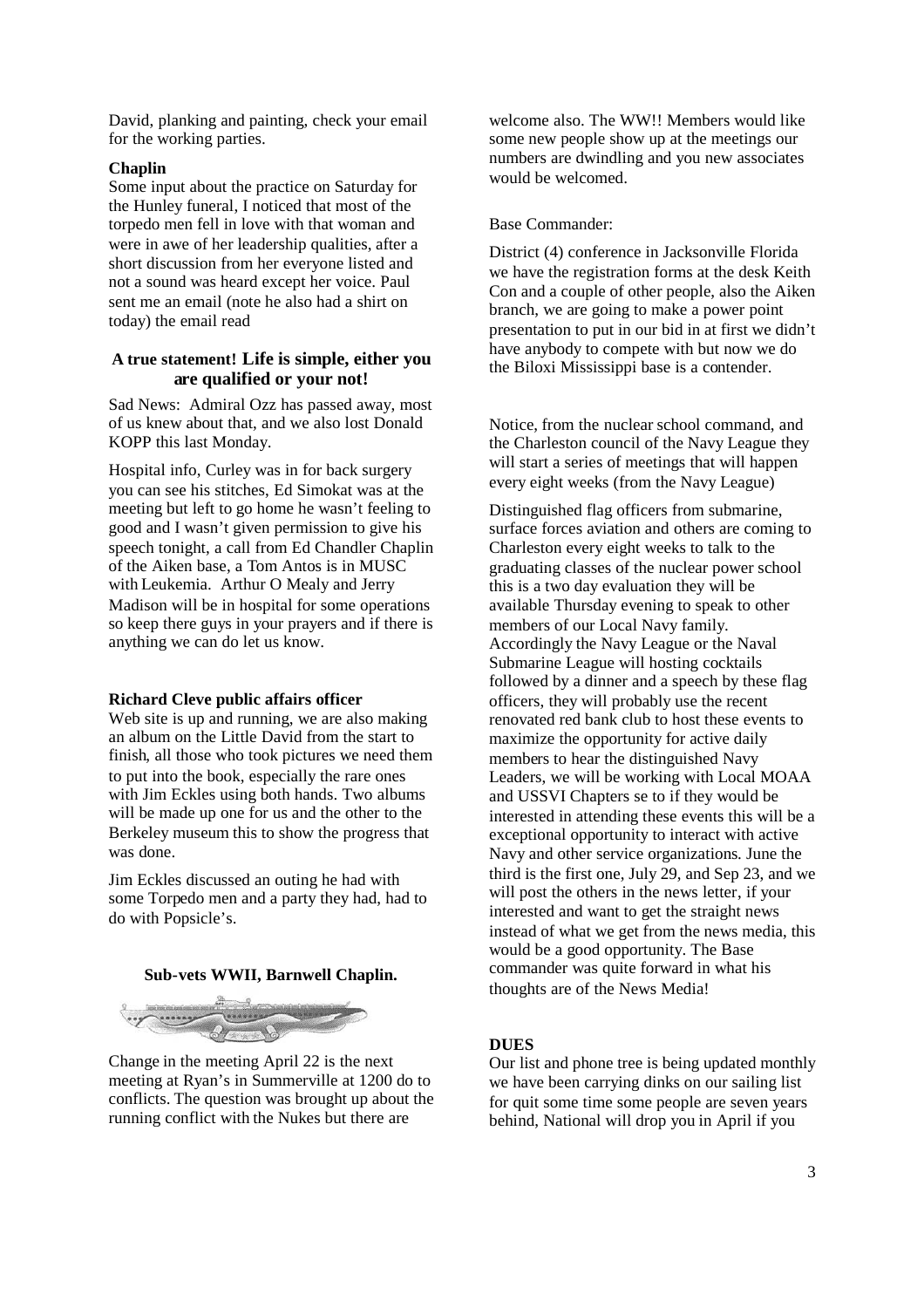David, planking and painting, check your email for the working parties.

**Chaplin**

Some input about the practice on Saturday for the Hunley funeral, I noticed that most of the torpedo men fell in love with that woman and were in awe of her leadership qualities, after a short discussion from her everyone listed and not a sound was heard except her voice. Paul sent me an email (note he also had a shirt on today) the email read

**A true statement! Life is simple, either you are qualified or your not!**

Sad News: Admiral Ozz has passed away, most of us knew about that, and we also lost Donald KOPP this last Monday.

Hospital info, Curley was in for back surgery you can see his stitches, Ed Simokat was at the meeting but left to go home he wasn't feeling to good and I wasn't given permission to give his speech tonight, a call from Ed Chandler Chaplin of the Aiken base, a Tom Antos is in MUSC with Leukemia. Arthur O Mealy and Jerry Madison will be in hospital for some operations so keep there guys in your prayers and if there is anything we can do let us know.

**Richard Cleve public affairs officer**

Web site is up and running, we are also making an album on the Little David from the start to finish, all those who took pictures we need them to put into the book, especially the rare ones with Jim Eckles using both hands. Two albums will be made up one for us and the other to the Berkeley museum this to show the progress that was done.

Jim Eckles discussed an outing he had with some Torpedo men and a party they had, had to do with Popsicle's.

**Sub-vets WWII, Barnwell Chaplin.**

Change in the meeting April 22 is the next meeting at Ryan's in Summerville at 1200 do to conflicts. The question was brought up about the running conflict with the Nukes but there are welcome also. The WW!! Members would like some new people show up at the meetings our numbers are dwindling and you new associates would be welcomed.

Base Commander:

District (4) conference in Jacksonville Florida we have the registration forms at the desk Keith Con and a couple of other people, also the Aiken branch, we are going to make a power point presentation to put in our bid in at first we didn't have anybody to compete with but now we do the Biloxi Mississippi base is a contender.

Notice, from the nuclear school command, and the Charleston council of the Navy League they will start a series of meetings that will happen every eight weeks (from the Navy League)

Distinguished flag officers from submarine, surface forces aviation and others are coming to Charleston every eight weeks to talk to the graduating classes of the nuclear power school this is a two day evaluation they will be available Thursday evening to speak to other members of our Local Navy family. Accordingly the Navy League or the Naval Submarine League will hosting cocktails followed by a dinner and a speech by these flag officers, they will probably use the recent renovated red bank club to host these events to maximize the opportunity for active daily members to hear the distinguished Navy Leaders, we will be working with Local MOAA and USSVI Chapters se to if they would be interested in attending these events this will be a exceptional opportunity to interact with active Navy and other service organizations. June the third is the first one, July 29, and Sep 23, and we will post the others in the news letter, if your interested and want to get the straight news instead of what we get from the news media, this would be a good opportunity. The Base commander was quite forward in what his thoughts are of the News Media!

**DUES**

Our list and phone tree is being updated monthly we have been carrying dinks on our sailing list for quit some time some people are seven years behind, National will drop you in April if you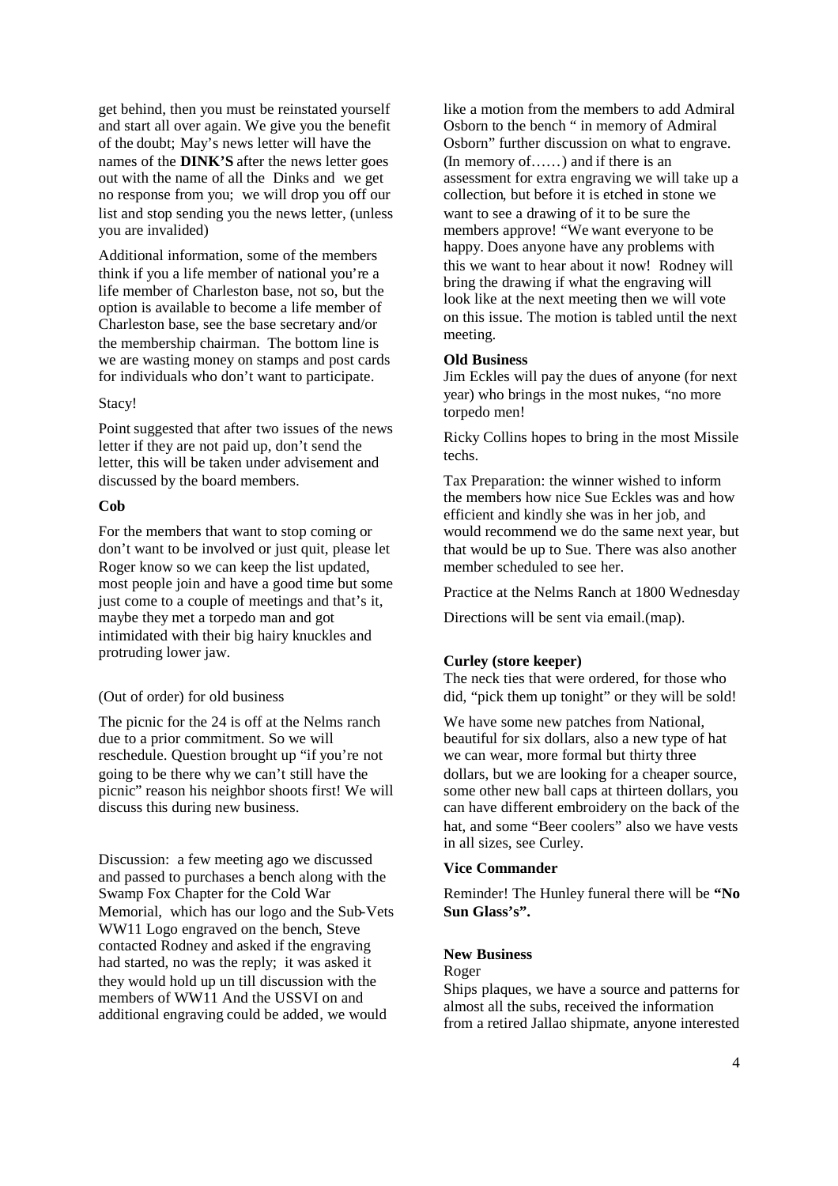get behind, then you must be reinstated yourself and start all over again. We give you the benefit of the doubt; May's news letter will have the names of the **DINK'S** after the news letter goes out with the name of all the Dinks and we get no response from you; we will drop you off our list and stop sending you the news letter, (unless you are invalided)

Additional information, some of the members think if you a life member of national you're a life member of Charleston base, not so, but the option is available to become a life member of Charleston base, see the base secretary and/or the membership chairman. The bottom line is we are wasting money on stamps and post cards for individuals who don't want to participate.

Stacy!

Point suggested that after two issues of the news letter if they are not paid up, don't send the letter, this will be taken under advisement and discussed by the board members.

**Cob**

For the members that want to stop coming or don't want to be involved or just quit, please let Roger know so we can keep the list updated, most people join and have a good time but some just come to a couple of meetings and that's it, maybe they met a torpedo man and got intimidated with their big hairy knuckles and protruding lower jaw.

(Out of order) for old business

The picnic for the 24 is off at the Nelms ranch due to a prior commitment. So we will reschedule. Question brought up "if you're not going to be there why we can't still have the picnic" reason his neighbor shoots first! We will discuss this during new business.

Discussion: a few meeting ago we discussed and passed to purchases a bench along with the Swamp Fox Chapter for the Cold War Memorial, which has our logo and the Sub-Vets WW11 Logo engraved on the bench, Steve contacted Rodney and asked if the engraving had started, no was the reply; it was asked it they would hold up un till discussion with the members of WW11 And the USSVI on and additional engraving could be added, we would like a motion from the members to add Admiral Osborn to the bench " in memory of Admiral Osborn" further discussion on what to engrave. (In memory of……) and if there is an assessment for extra engraving we will take up a collection, but before it is etched in stone we want to see a drawing of it to be sure the members approve! "We want everyone to be happy. Does anyone have any problems with this we want to hear about it now! Rodney will bring the drawing if what the engraving will look like at the next meeting then we will vote on this issue. The motion is tabled until the next meeting.

**Old Business**

Jim Eckles will pay the dues of anyone (for next year) who brings in the most nukes, "no more torpedo men!

Ricky Collins hopes to bring in the most Missile techs.

Tax Preparation: the winner wished to inform the members how nice Sue Eckles was and how efficient and kindly she was in her job, and would recommend we do the same next year, but that would be up to Sue. There was also another member scheduled to see her.

Practice at the Nelms Ranch at 1800 Wednesday

Directions will be sent via email.(map).

**Curley (store keeper)**

The neck ties that were ordered, for those who did, "pick them up tonight" or they will be sold!

We have some new patches from National, beautiful for six dollars, also a new type of hat we can wear, more formal but thirty three dollars, but we are looking for a cheaper source, some other new ball caps at thirteen dollars, you can have different embroidery on the back of the hat, and some "Beer coolers" also we have vests in all sizes, see Curley.

**Vice Commander**

Reminder! The Hunley funeral there will be **"No Sun Glass's".**

**New Business**

Roger

Ships plaques, we have a source and patterns for almost all the subs, received the information from a retired Jallao shipmate, anyone interested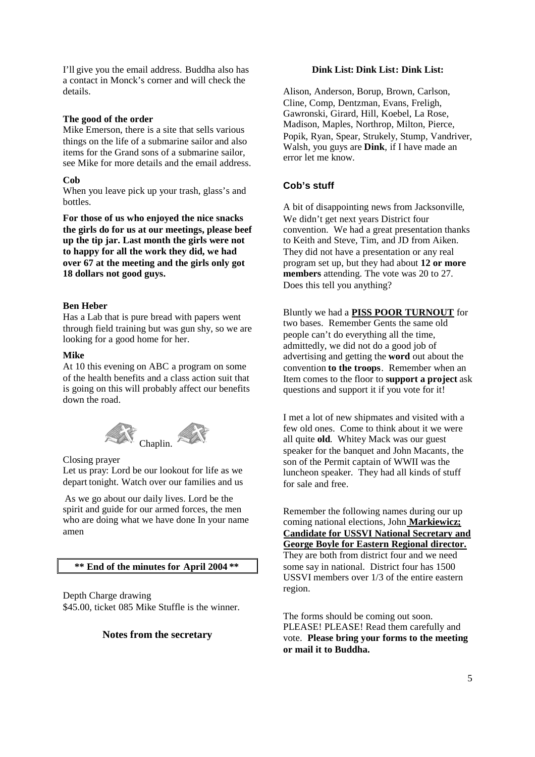I'll give you the email address. Buddha also has a contact in Monck's corner and will check the details.

**The good of the order**

Mike Emerson, there is a site that sells various things on the life of a submarine sailor and also items for the Grand sons of a submarine sailor, see Mike for more details and the email address.

**Cob**

When you leave pick up your trash, glass's and bottles.

**For those of us who enjoyed the nice snacks the girls do for us at our meetings, please beef up the tip jar. Last month the girls were not to happy for all the work they did, we had over 67 at the meeting and the girls only got 18 dollars not good guys.**

**Ben Heber**

Has a Lab that is pure bread with papers went through field training but was gun shy, so we are looking for a good home for her.

**Mike**

At 10 this evening on ABC a program on some of the health benefits and a class action suit that is going on this will probably affect our benefits down the road.

Chaplin.

Closing prayer

Let us pray: Lord be our lookout for life as we depart tonight. Watch over our families and us

As we go about our daily lives. Lord be the spirit and guide for our armed forces, the men who are doing what we have done In your name amen

**\*\* End of the minutes for April 2004 \*\***

Depth Charge drawing

$45.00, ticket 085 Mike Stuffle is the winner.

**Notes from the secretary**

**Dink List: Dink List: Dink List:**

Alison, Anderson, Borup, Brown, Carlson, Cline, Comp, Dentzman, Evans, Freligh, Gawronski, Girard, Hill, Koebel, La Rose, Madison, Maples, Northrop, Milton, Pierce, Popik, Ryan, Spear, Strukely, Stump, Vandriver, Walsh, you guys are **Dink**, if I have made an error let me know.

### Cob's stuff

A bit of disappointing news from Jacksonville, We didn't get next years District four convention. We had a great presentation thanks to Keith and Steve, Tim, and JD from Aiken. They did not have a presentation or any real program set up, but they had about **12 or more members** attending. The vote was 20 to 27. Does this tell you anything?

Bluntly we had a **PISS POOR TURNOUT** for two bases. Remember Gents the same old people can't do everything all the time, admittedly, we did not do a good job of advertising and getting the **word** out about the convention **to the troops**. Remember when an Item comes to the floor to **support a project** ask questions and support it if you vote for it!

I met a lot of new shipmates and visited with a few old ones. Come to think about it we were all quite **old**. Whitey Mack was our guest speaker for the banquet and John Macants, the son of the Permit captain of WWII was the luncheon speaker. They had all kinds of stuff for sale and free.

Remember the following names during our up coming national elections, John **Markiewicz; Candidate for USSVI National Secretary and George Boyle for Eastern Regional director.** They are both from district four and we need some say in national. District four has 1500 USSVI members over 1/3 of the entire eastern region.

The forms should be coming out soon. PLEASE! PLEASE! Read them carefully and vote. **Please bring your forms to the meeting or mail it to Buddha.**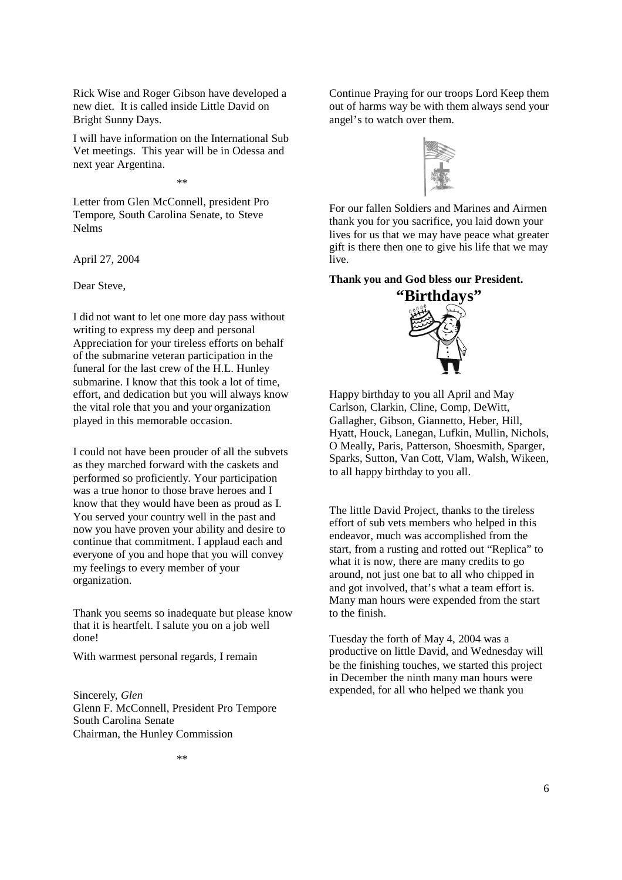Rick Wise and Roger Gibson have developed a new diet. It is called inside Little David on Bright Sunny Days.

I will have information on the International Sub Vet meetings. This year will be in Odessa and next year Argentina.

\*\*

Letter from Glen McConnell, president Pro Tempore, South Carolina Senate, to Steve Nelms

April 27, 2004

Dear Steve,

I did not want to let one more day pass without writing to express my deep and personal Appreciation for your tireless efforts on behalf of the submarine veteran participation in the funeral for the last crew of the H.L. Hunley submarine. I know that this took a lot of time, effort, and dedication but you will always know the vital role that you and your organization played in this memorable occasion.

I could not have been prouder of all the subvets as they marched forward with the caskets and performed so proficiently. Your participation was a true honor to those brave heroes and I know that they would have been as proud as I. You served your country well in the past and now you have proven your ability and desire to continue that commitment. I applaud each and everyone of you and hope that you will convey my feelings to every member of your organization.

Thank you seems so inadequate but please know that it is heartfelt. I salute you on a job well done!

With warmest personal regards, I remain

Sincerely, *Glen*
Glenn F. McConnell, President Pro Tempore
South Carolina Senate
Chairman, the Hunley Commission

\*\*

Continue Praying for our troops Lord Keep them out of harms way be with them always send your angel's to watch over them.

For our fallen Soldiers and Marines and Airmen thank you for you sacrifice, you laid down your lives for us that we may have peace what greater gift is there then one to give his life that we may live.

**Thank you and God bless our President.**

## "Birthdays"

Happy birthday to you all April and May Carlson, Clarkin, Cline, Comp, DeWitt, Gallagher, Gibson, Giannetto, Heber, Hill, Hyatt, Houck, Lanegan, Lufkin, Mullin, Nichols, O Meally, Paris, Patterson, Shoesmith, Sparger, Sparks, Sutton, Van Cott, Vlam, Walsh, Wikeen, to all happy birthday to you all.

The little David Project, thanks to the tireless effort of sub vets members who helped in this endeavor, much was accomplished from the start, from a rusting and rotted out "Replica" to what it is now, there are many credits to go around, not just one bat to all who chipped in and got involved, that's what a team effort is. Many man hours were expended from the start to the finish.

Tuesday the forth of May 4, 2004 was a productive on little David, and Wednesday will be the finishing touches, we started this project in December the ninth many man hours were expended, for all who helped we thank you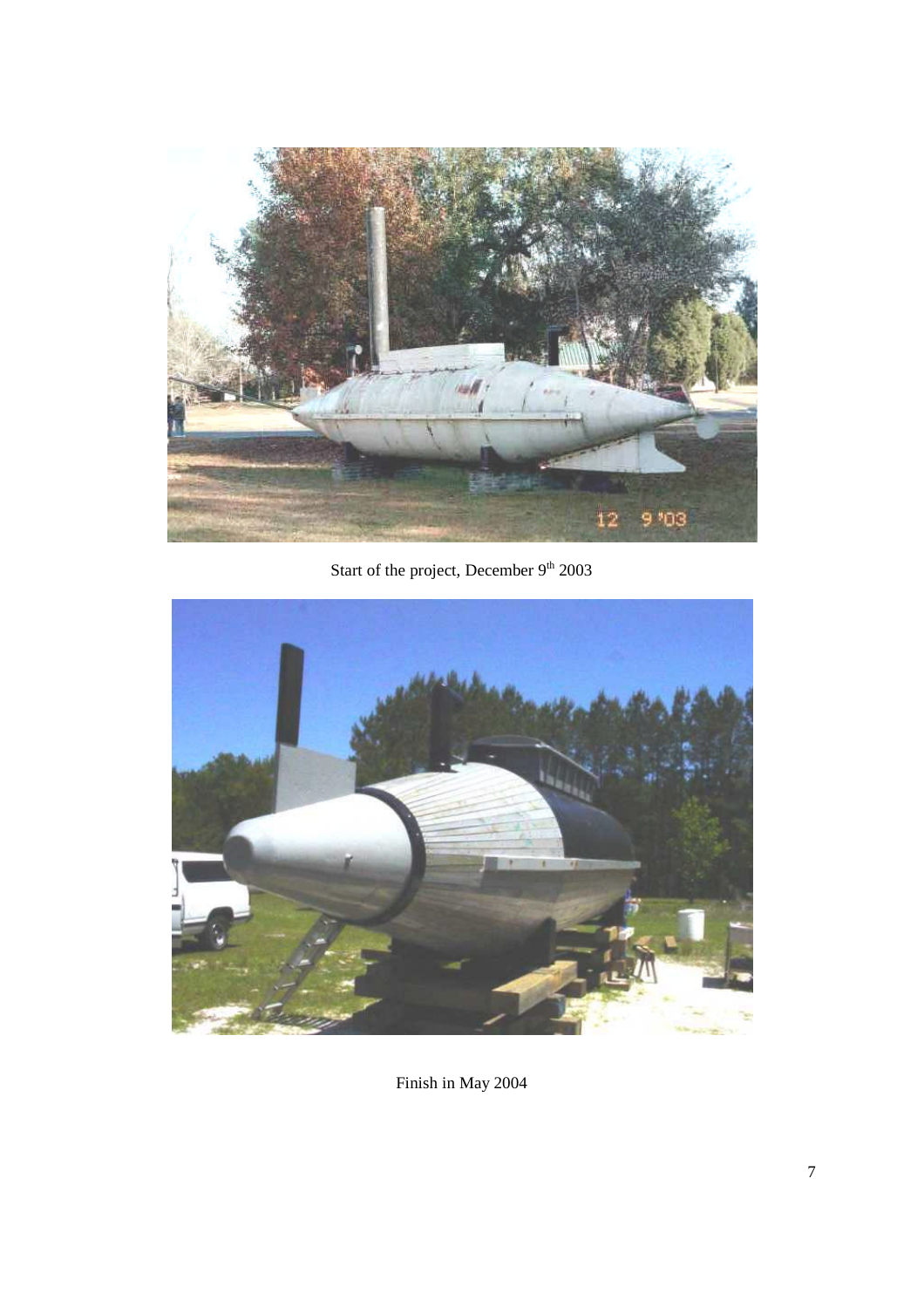Start of the project, December 9th 2003

Finish in May 2004